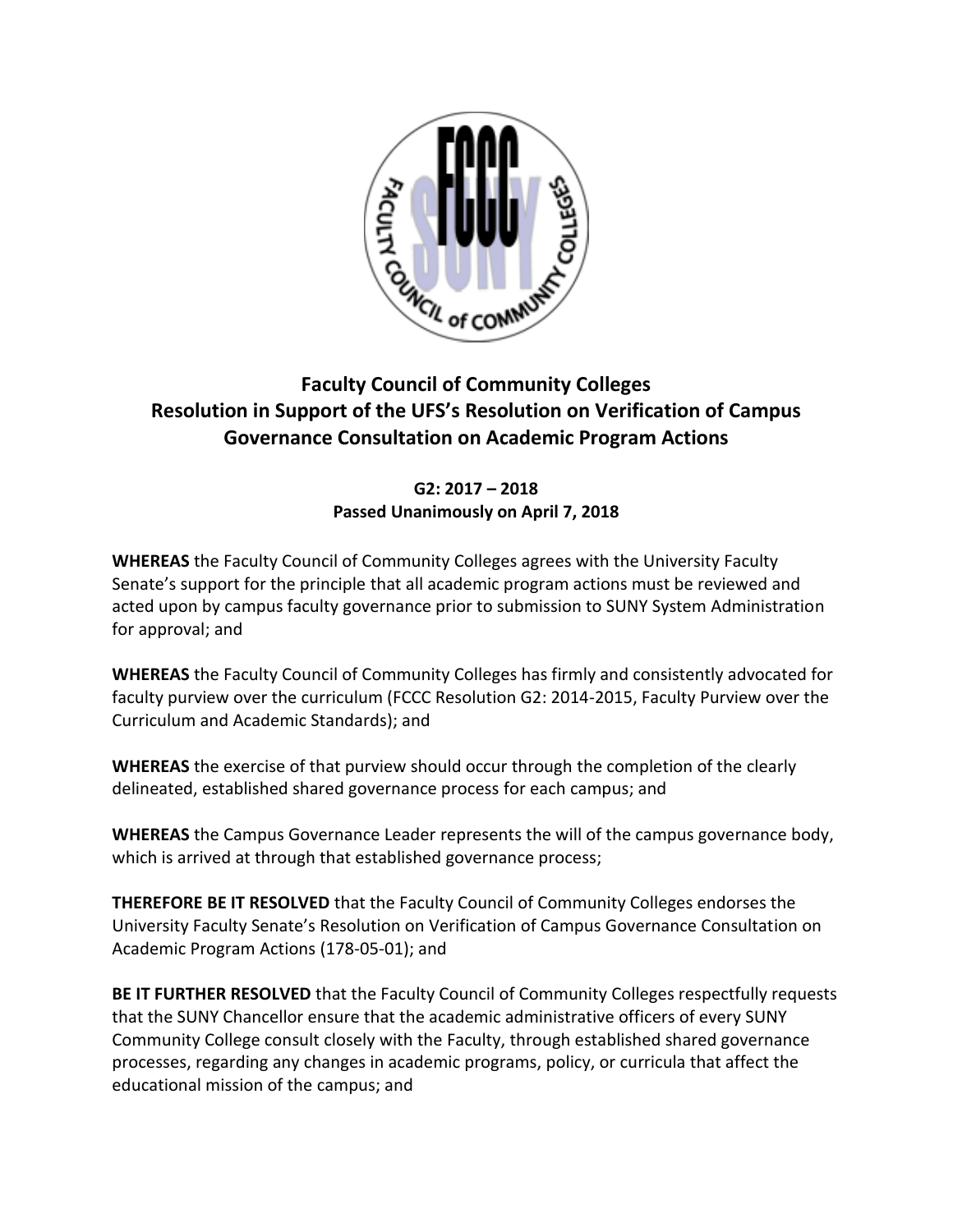# Faculty Council of Community Colleges
# Resolution in Support of the UFS's Resolution on Verification of Campus Governance Consultation on Academic Program Actions

**G2: 2017 – 2018**
**Passed Unanimously on April 7, 2018**

**WHEREAS** the Faculty Council of Community Colleges agrees with the University Faculty Senate's support for the principle that all academic program actions must be reviewed and acted upon by campus faculty governance prior to submission to SUNY System Administration for approval; and

**WHEREAS** the Faculty Council of Community Colleges has firmly and consistently advocated for faculty purview over the curriculum (FCCC Resolution G2: 2014-2015, Faculty Purview over the Curriculum and Academic Standards); and

**WHEREAS** the exercise of that purview should occur through the completion of the clearly delineated, established shared governance process for each campus; and

**WHEREAS** the Campus Governance Leader represents the will of the campus governance body, which is arrived at through that established governance process;

**THEREFORE BE IT RESOLVED** that the Faculty Council of Community Colleges endorses the University Faculty Senate's Resolution on Verification of Campus Governance Consultation on Academic Program Actions (178-05-01); and

**BE IT FURTHER RESOLVED** that the Faculty Council of Community Colleges respectfully requests that the SUNY Chancellor ensure that the academic administrative officers of every SUNY Community College consult closely with the Faculty, through established shared governance processes, regarding any changes in academic programs, policy, or curricula that affect the educational mission of the campus; and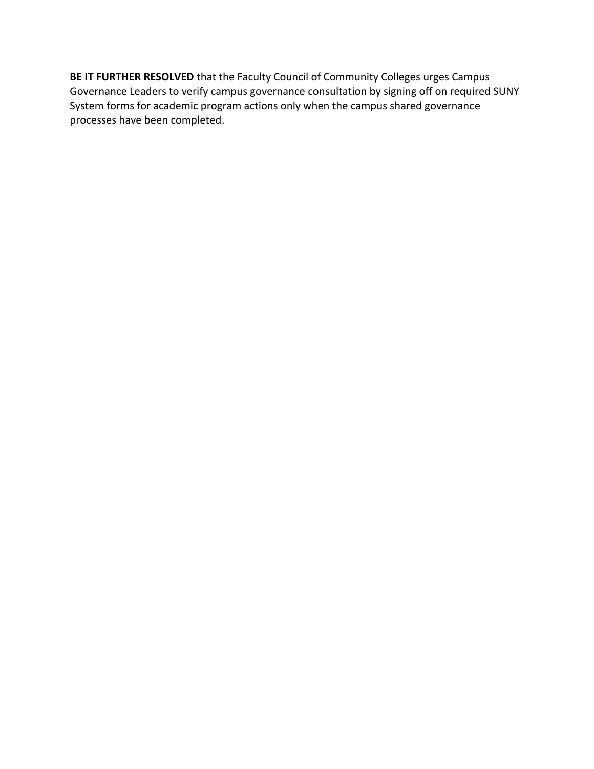**BE IT FURTHER RESOLVED** that the Faculty Council of Community Colleges urges Campus Governance Leaders to verify campus governance consultation by signing off on required SUNY System forms for academic program actions only when the campus shared governance processes have been completed.